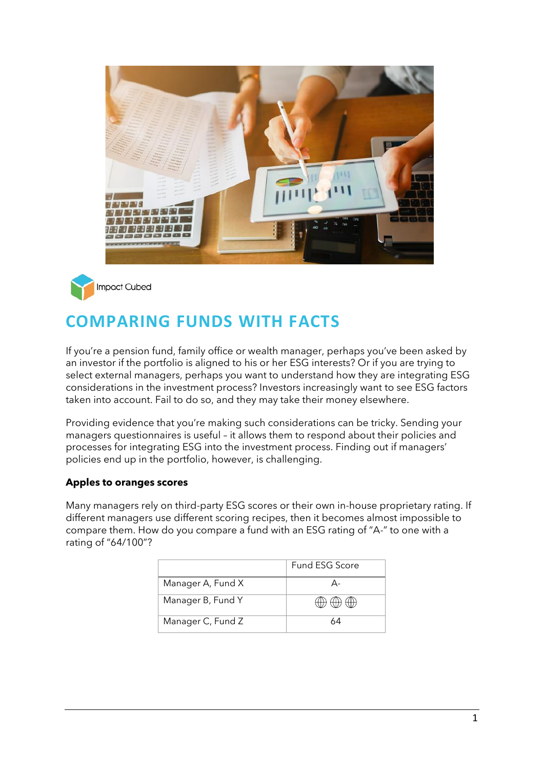Impact Cubed

# COMPARING FUNDS WITH FACTS

If you're a pension fund, family office or wealth manager, perhaps you've been asked by an investor if the portfolio is aligned to his or her ESG interests? Or if you are trying to select external managers, perhaps you want to understand how they are integrating ESG considerations in the investment process? Investors increasingly want to see ESG factors taken into account. Fail to do so, and they may take their money elsewhere.

Providing evidence that you're making such considerations can be tricky. Sending your managers questionnaires is useful – it allows them to respond about their policies and processes for integrating ESG into the investment process. Finding out if managers' policies end up in the portfolio, however, is challenging.

**Apples to oranges scores**

Many managers rely on third-party ESG scores or their own in-house proprietary rating. If different managers use different scoring recipes, then it becomes almost impossible to compare them. How do you compare a fund with an ESG rating of "A-" to one with a rating of "64/100"?

| | Fund ESG Score |
|---|---|
| Manager A, Fund X | A- |
| Manager B, Fund Y | 🌐 🌐 🌐 |
| Manager C, Fund Z | 64 |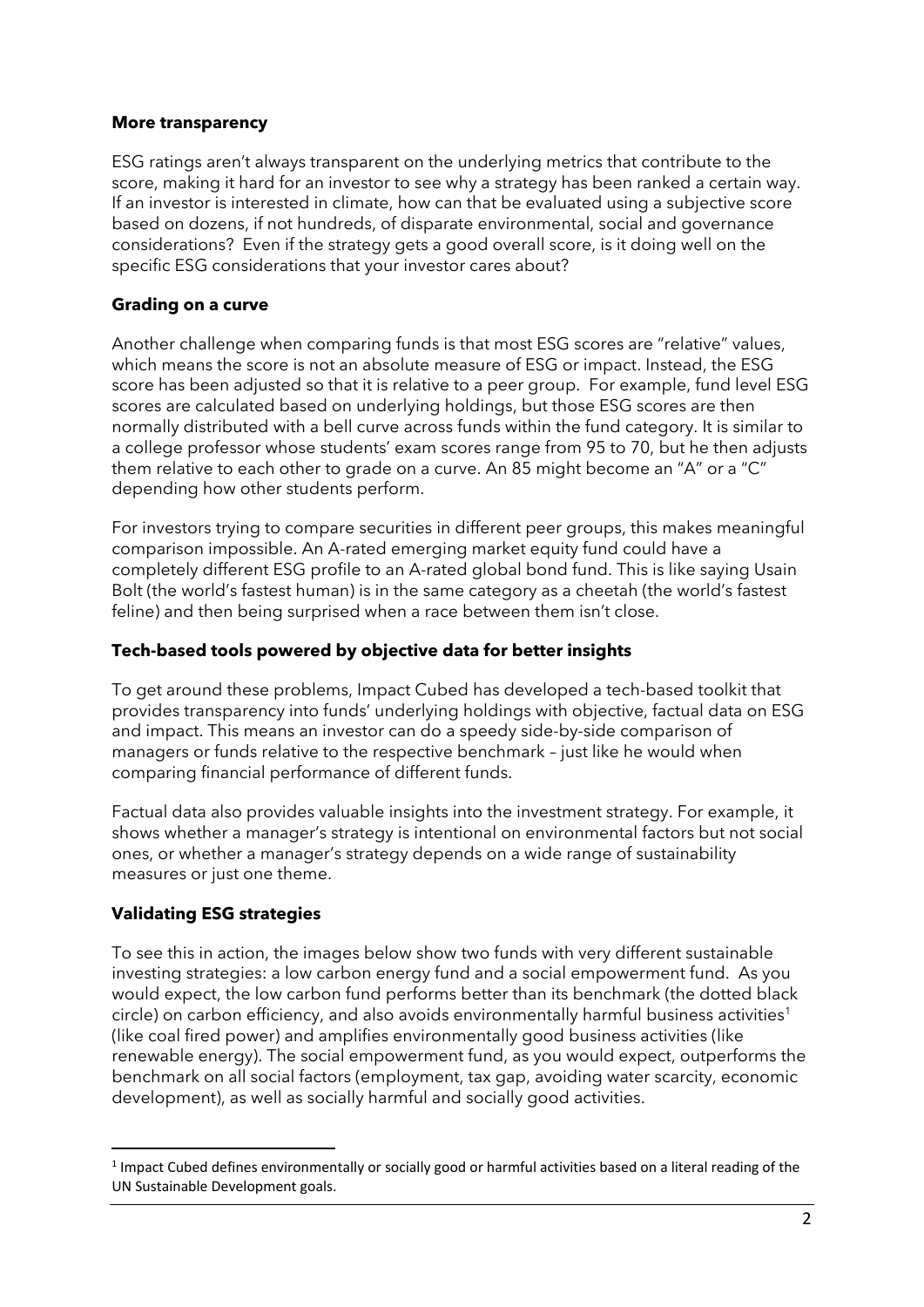### More transparency

ESG ratings aren't always transparent on the underlying metrics that contribute to the score, making it hard for an investor to see why a strategy has been ranked a certain way. If an investor is interested in climate, how can that be evaluated using a subjective score based on dozens, if not hundreds, of disparate environmental, social and governance considerations? Even if the strategy gets a good overall score, is it doing well on the specific ESG considerations that your investor cares about?

### Grading on a curve

Another challenge when comparing funds is that most ESG scores are "relative" values, which means the score is not an absolute measure of ESG or impact. Instead, the ESG score has been adjusted so that it is relative to a peer group. For example, fund level ESG scores are calculated based on underlying holdings, but those ESG scores are then normally distributed with a bell curve across funds within the fund category. It is similar to a college professor whose students' exam scores range from 95 to 70, but he then adjusts them relative to each other to grade on a curve. An 85 might become an "A" or a "C" depending how other students perform.

For investors trying to compare securities in different peer groups, this makes meaningful comparison impossible. An A-rated emerging market equity fund could have a completely different ESG profile to an A-rated global bond fund. This is like saying Usain Bolt (the world's fastest human) is in the same category as a cheetah (the world's fastest feline) and then being surprised when a race between them isn't close.

### Tech-based tools powered by objective data for better insights

To get around these problems, Impact Cubed has developed a tech-based toolkit that provides transparency into funds' underlying holdings with objective, factual data on ESG and impact. This means an investor can do a speedy side-by-side comparison of managers or funds relative to the respective benchmark – just like he would when comparing financial performance of different funds.

Factual data also provides valuable insights into the investment strategy. For example, it shows whether a manager's strategy is intentional on environmental factors but not social ones, or whether a manager's strategy depends on a wide range of sustainability measures or just one theme.

### Validating ESG strategies

To see this in action, the images below show two funds with very different sustainable investing strategies: a low carbon energy fund and a social empowerment fund. As you would expect, the low carbon fund performs better than its benchmark (the dotted black circle) on carbon efficiency, and also avoids environmentally harmful business activities[1] (like coal fired power) and amplifies environmentally good business activities (like renewable energy). The social empowerment fund, as you would expect, outperforms the benchmark on all social factors (employment, tax gap, avoiding water scarcity, economic development), as well as socially harmful and socially good activities.

---

[1] Impact Cubed defines environmentally or socially good or harmful activities based on a literal reading of the UN Sustainable Development goals.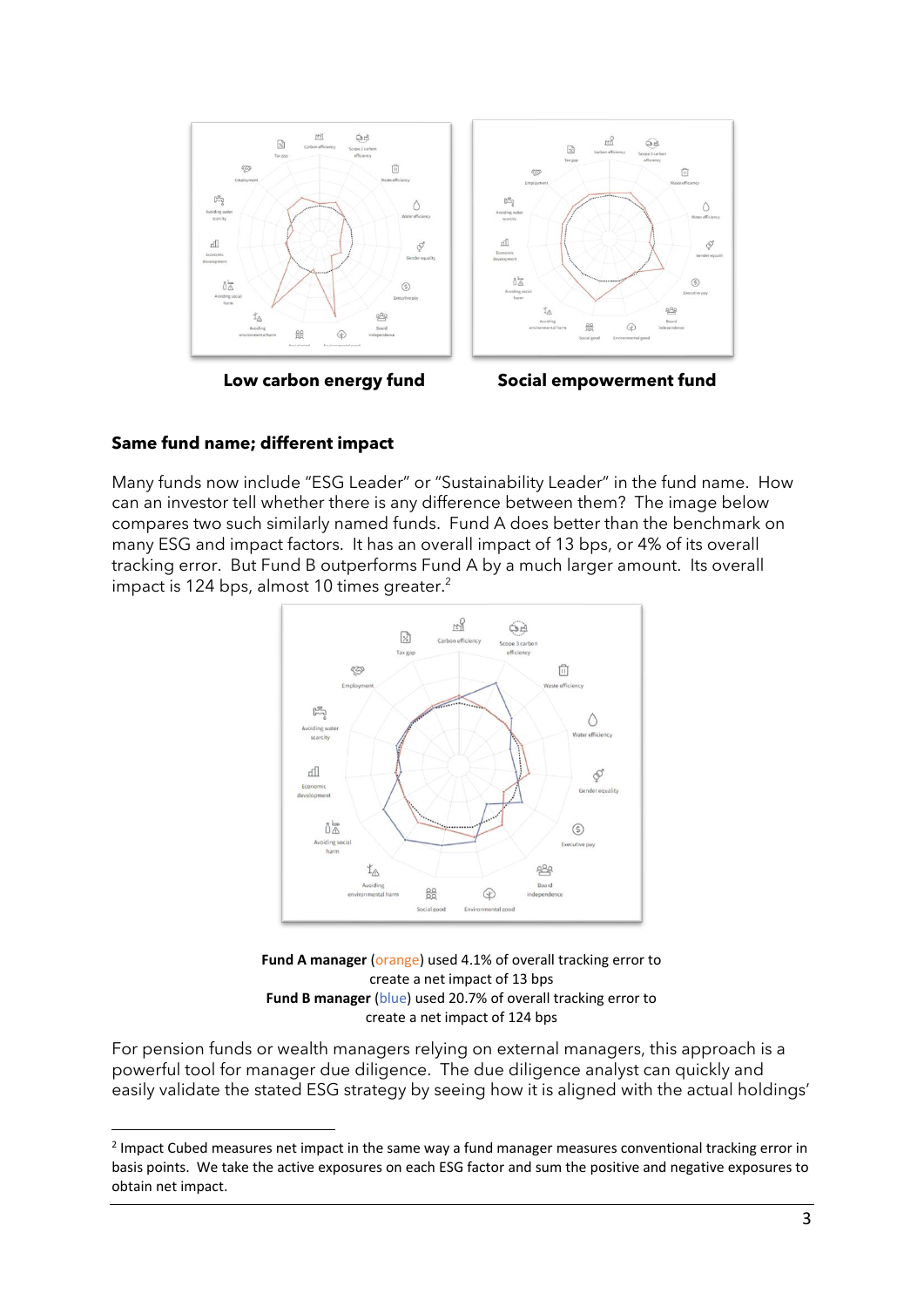**Low carbon energy fund** **Social empowerment fund**

**Same fund name; different impact**

Many funds now include "ESG Leader" or "Sustainability Leader" in the fund name. How can an investor tell whether there is any difference between them? The image below compares two such similarly named funds. Fund A does better than the benchmark on many ESG and impact factors. It has an overall impact of 13 bps, or 4% of its overall tracking error. But Fund B outperforms Fund A by a much larger amount. Its overall impact is 124 bps, almost 10 times greater.[2]

**Fund A manager** (orange) used 4.1% of overall tracking error to create a net impact of 13 bps
**Fund B manager** (blue) used 20.7% of overall tracking error to create a net impact of 124 bps

For pension funds or wealth managers relying on external managers, this approach is a powerful tool for manager due diligence. The due diligence analyst can quickly and easily validate the stated ESG strategy by seeing how it is aligned with the actual holdings'

---

[2] Impact Cubed measures net impact in the same way a fund manager measures conventional tracking error in basis points. We take the active exposures on each ESG factor and sum the positive and negative exposures to obtain net impact.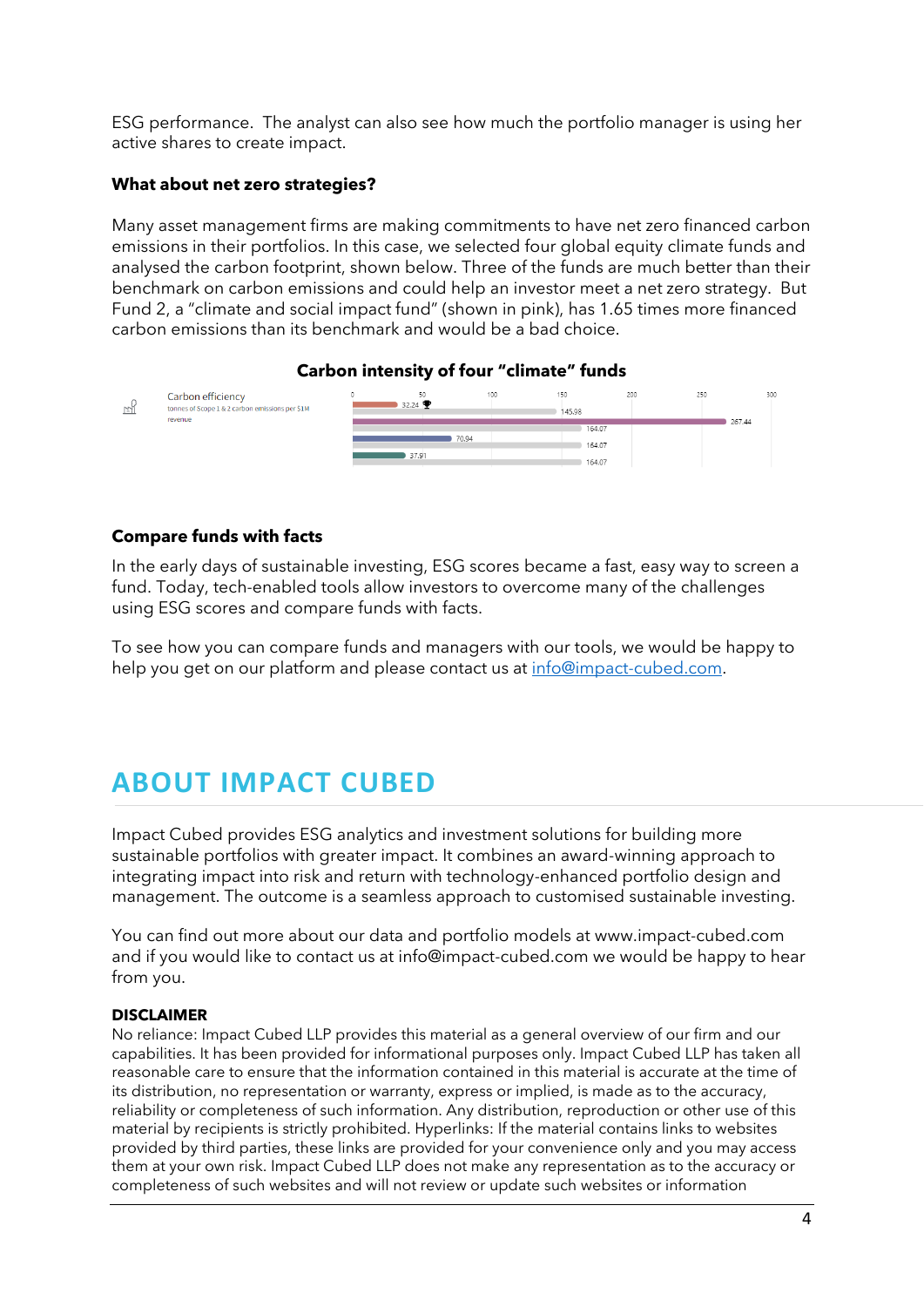ESG performance. The analyst can also see how much the portfolio manager is using her active shares to create impact.

### What about net zero strategies?

Many asset management firms are making commitments to have net zero financed carbon emissions in their portfolios. In this case, we selected four global equity climate funds and analysed the carbon footprint, shown below. Three of the funds are much better than their benchmark on carbon emissions and could help an investor meet a net zero strategy. But Fund 2, a "climate and social impact fund" (shown in pink), has 1.65 times more financed carbon emissions than its benchmark and would be a bad choice.

**Carbon intensity of four "climate" funds**

Carbon efficiency
tonnes of Scope 1 & 2 carbon emissions per $1M revenue

| Fund | Benchmark |
|---|---|
| 32.24 | 145.98 |
| 267.44 | 164.07 |
| 70.94 | 164.07 |
| 37.91 | 164.07 |

### Compare funds with facts

In the early days of sustainable investing, ESG scores became a fast, easy way to screen a fund. Today, tech-enabled tools allow investors to overcome many of the challenges using ESG scores and compare funds with facts.

To see how you can compare funds and managers with our tools, we would be happy to help you get on our platform and please contact us at [info@impact-cubed.com](mailto:info@impact-cubed.com).

## ABOUT IMPACT CUBED

Impact Cubed provides ESG analytics and investment solutions for building more sustainable portfolios with greater impact. It combines an award-winning approach to integrating impact into risk and return with technology-enhanced portfolio design and management. The outcome is a seamless approach to customised sustainable investing.

You can find out more about our data and portfolio models at www.impact-cubed.com and if you would like to contact us at info@impact-cubed.com we would be happy to hear from you.

**DISCLAIMER**

No reliance: Impact Cubed LLP provides this material as a general overview of our firm and our capabilities. It has been provided for informational purposes only. Impact Cubed LLP has taken all reasonable care to ensure that the information contained in this material is accurate at the time of its distribution, no representation or warranty, express or implied, is made as to the accuracy, reliability or completeness of such information. Any distribution, reproduction or other use of this material by recipients is strictly prohibited. Hyperlinks: If the material contains links to websites provided by third parties, these links are provided for your convenience only and you may access them at your own risk. Impact Cubed LLP does not make any representation as to the accuracy or completeness of such websites and will not review or update such websites or information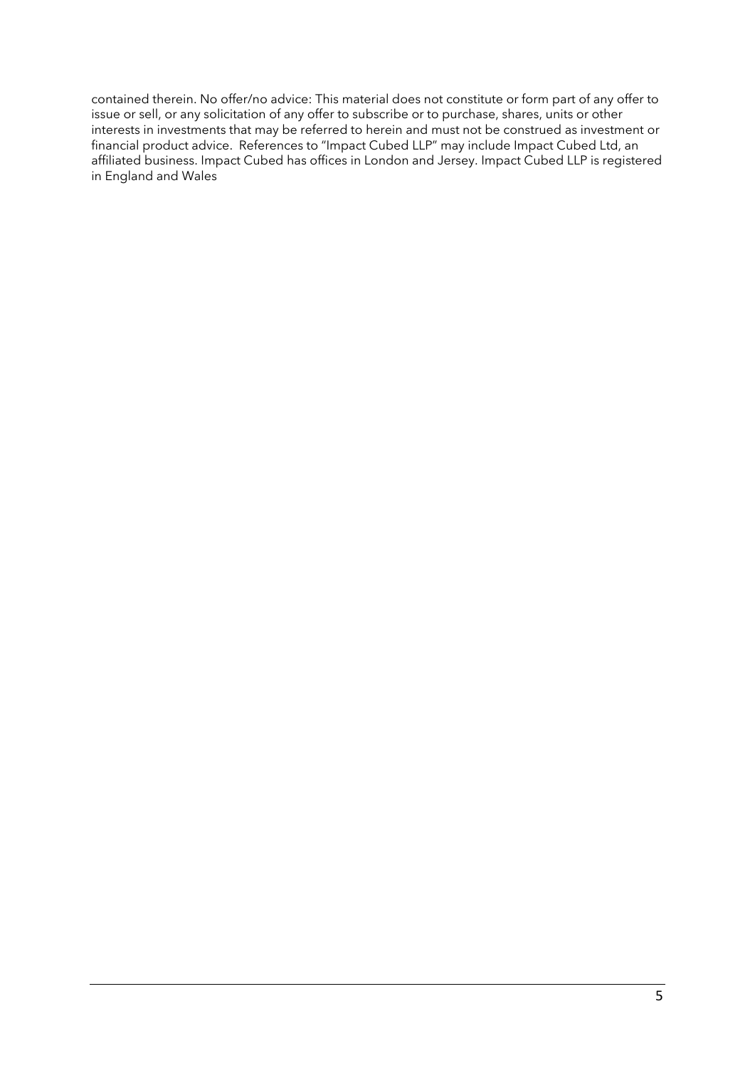contained therein. No offer/no advice: This material does not constitute or form part of any offer to issue or sell, or any solicitation of any offer to subscribe or to purchase, shares, units or other interests in investments that may be referred to herein and must not be construed as investment or financial product advice. References to "Impact Cubed LLP" may include Impact Cubed Ltd, an affiliated business. Impact Cubed has offices in London and Jersey. Impact Cubed LLP is registered in England and Wales